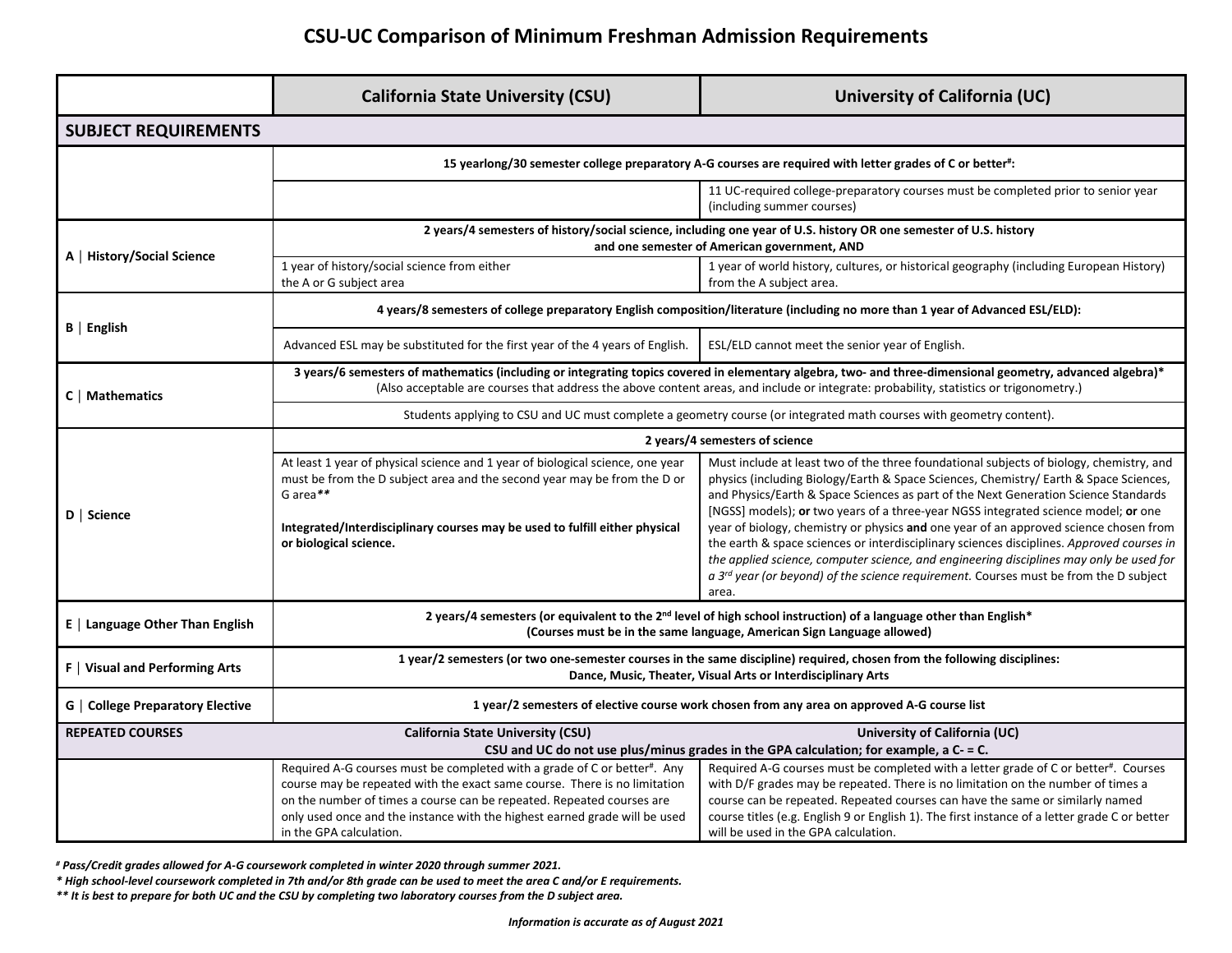# CSU-UC Comparison of Minimum Freshman Admission Requirements

| | California State University (CSU) | University of California (UC) |
|---|---|---|
| **SUBJECT REQUIREMENTS** | | |
| | **15 yearlong/30 semester college preparatory A-G courses are required with letter grades of C or better#:** | |
| | | 11 UC-required college-preparatory courses must be completed prior to senior year (including summer courses) |
| **A \| History/Social Science** | **2 years/4 semesters of history/social science, including one year of U.S. history OR one semester of U.S. history and one semester of American government, AND** | |
| | 1 year of history/social science from either the A or G subject area | 1 year of world history, cultures, or historical geography (including European History) from the A subject area. |
| **B \| English** | **4 years/8 semesters of college preparatory English composition/literature (including no more than 1 year of Advanced ESL/ELD):** | |
| | Advanced ESL may be substituted for the first year of the 4 years of English. | ESL/ELD cannot meet the senior year of English. |
| **C \| Mathematics** | **3 years/6 semesters of mathematics (including or integrating topics covered in elementary algebra, two- and three-dimensional geometry, advanced algebra)*** (Also acceptable are courses that address the above content areas, and include or integrate: probability, statistics or trigonometry.) | |
| | Students applying to CSU and UC must complete a geometry course (or integrated math courses with geometry content). | |
| **D \| Science** | **2 years/4 semesters of science** | |
| | At least 1 year of physical science and 1 year of biological science, one year must be from the D subject area and the second year may be from the D or G area*****<br><br>**Integrated/Interdisciplinary courses may be used to fulfill either physical or biological science.** | Must include at least two of the three foundational subjects of biology, chemistry, and physics (including Biology/Earth & Space Sciences, Chemistry/ Earth & Space Sciences, and Physics/Earth & Space Sciences as part of the Next Generation Science Standards [NGSS] models); **or** two years of a three-year NGSS integrated science model; **or** one year of biology, chemistry or physics **and** one year of an approved science chosen from the earth & space sciences or interdisciplinary sciences disciplines. *Approved courses in the applied science, computer science, and engineering disciplines may only be used for a 3rd year (or beyond) of the science requirement.* Courses must be from the D subject area. |
| **E \| Language Other Than English** | **2 years/4 semesters (or equivalent to the 2nd level of high school instruction) of a language other than English*** **(Courses must be in the same language, American Sign Language allowed)** | |
| **F \| Visual and Performing Arts** | **1 year/2 semesters (or two one-semester courses in the same discipline) required, chosen from the following disciplines: Dance, Music, Theater, Visual Arts or Interdisciplinary Arts** | |
| **G \| College Preparatory Elective** | **1 year/2 semesters of elective course work chosen from any area on approved A-G course list** | |
| **REPEATED COURSES** | **California State University (CSU)** | **University of California (UC)** |
| | **CSU and UC do not use plus/minus grades in the GPA calculation; for example, a C- = C.** | |
| | Required A-G courses must be completed with a grade of C or better#. Any course may be repeated with the exact same course. There is no limitation on the number of times a course can be repeated. Repeated courses are only used once and the instance with the highest earned grade will be used in the GPA calculation. | Required A-G courses must be completed with a letter grade of C or better#. Courses with D/F grades may be repeated. There is no limitation on the number of times a course can be repeated. Repeated courses can have the same or similarly named course titles (e.g. English 9 or English 1). The first instance of a letter grade C or better will be used in the GPA calculation. |

***# Pass/Credit grades allowed for A-G coursework completed in winter 2020 through summer 2021.***

***\* High school-level coursework completed in 7th and/or 8th grade can be used to meet the area C and/or E requirements.***

***\*\* It is best to prepare for both UC and the CSU by completing two laboratory courses from the D subject area.***

***Information is accurate as of August 2021***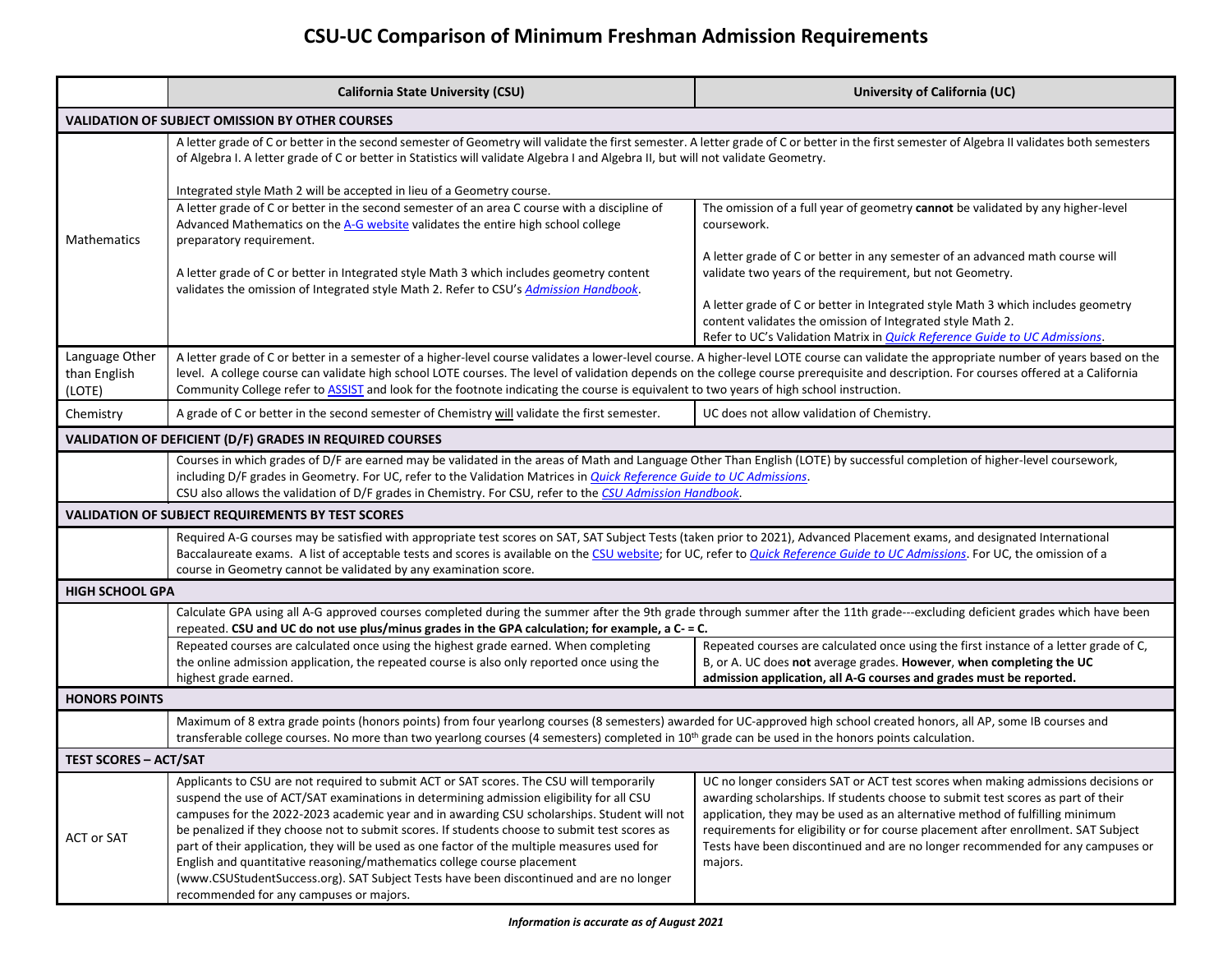# CSU-UC Comparison of Minimum Freshman Admission Requirements

| | California State University (CSU) | University of California (UC) |
|---|---|---|
| **VALIDATION OF SUBJECT OMISSION BY OTHER COURSES** | | |
| Mathematics | A letter grade of C or better in the second semester of Geometry will validate the first semester. A letter grade of C or better in the first semester of Algebra II validates both semesters of Algebra I. A letter grade of C or better in Statistics will validate Algebra I and Algebra II, but will not validate Geometry. Integrated style Math 2 will be accepted in lieu of a Geometry course. (CSU and UC) | |
| | A letter grade of C or better in the second semester of an area C course with a discipline of Advanced Mathematics on the A-G website validates the entire high school college preparatory requirement. A letter grade of C or better in Integrated style Math 3 which includes geometry content validates the omission of Integrated style Math 2. Refer to CSU's *Admission Handbook*. | The omission of a full year of geometry **cannot** be validated by any higher-level coursework. A letter grade of C or better in any semester of an advanced math course will validate two years of the requirement, but not Geometry. A letter grade of C or better in Integrated style Math 3 which includes geometry content validates the omission of Integrated style Math 2. Refer to UC's Validation Matrix in *Quick Reference Guide to UC Admissions*. |
| Language Other than English (LOTE) | A letter grade of C or better in a semester of a higher-level course validates a lower-level course. A higher-level LOTE course can validate the appropriate number of years based on the level. A college course can validate high school LOTE courses. The level of validation depends on the college course prerequisite and description. For courses offered at a California Community College refer to ASSIST and look for the footnote indicating the course is equivalent to two years of high school instruction. (CSU and UC) | |
| Chemistry | A grade of C or better in the second semester of Chemistry will validate the first semester. | UC does not allow validation of Chemistry. |
| **VALIDATION OF DEFICIENT (D/F) GRADES IN REQUIRED COURSES** | | |
| | Courses in which grades of D/F are earned may be validated in the areas of Math and Language Other Than English (LOTE) by successful completion of higher-level coursework, including D/F grades in Geometry. For UC, refer to the Validation Matrices in *Quick Reference Guide to UC Admissions*. CSU also allows the validation of D/F grades in Chemistry. For CSU, refer to the *CSU Admission Handbook*. (CSU and UC) | |
| **VALIDATION OF SUBJECT REQUIREMENTS BY TEST SCORES** | | |
| | Required A-G courses may be satisfied with appropriate test scores on SAT, SAT Subject Tests (taken prior to 2021), Advanced Placement exams, and designated International Baccalaureate exams. A list of acceptable tests and scores is available on the CSU website; for UC, refer to *Quick Reference Guide to UC Admissions*. For UC, the omission of a course in Geometry cannot be validated by any examination score. (CSU and UC) | |
| **HIGH SCHOOL GPA** | | |
| | Calculate GPA using all A-G approved courses completed during the summer after the 9th grade through summer after the 11th grade---excluding deficient grades which have been repeated. **CSU and UC do not use plus/minus grades in the GPA calculation; for example, a C- = C.** (CSU and UC) | |
| | Repeated courses are calculated once using the highest grade earned. When completing the online admission application, the repeated course is also only reported once using the highest grade earned. | Repeated courses are calculated once using the first instance of a letter grade of C, B, or A. UC does **not** average grades. **However, when completing the UC admission application, all A-G courses and grades must be reported.** |
| **HONORS POINTS** | | |
| | Maximum of 8 extra grade points (honors points) from four yearlong courses (8 semesters) awarded for UC-approved high school created honors, all AP, some IB courses and transferable college courses. No more than two yearlong courses (4 semesters) completed in 10th grade can be used in the honors points calculation. (CSU and UC) | |
| **TEST SCORES – ACT/SAT** | | |
| ACT or SAT | Applicants to CSU are not required to submit ACT or SAT scores. The CSU will temporarily suspend the use of ACT/SAT examinations in determining admission eligibility for all CSU campuses for the 2022-2023 academic year and in awarding CSU scholarships. Student will not be penalized if they choose not to submit scores. If students choose to submit test scores as part of their application, they will be used as one factor of the multiple measures used for English and quantitative reasoning/mathematics college course placement (www.CSUStudentSuccess.org). SAT Subject Tests have been discontinued and are no longer recommended for any campuses or majors. | UC no longer considers SAT or ACT test scores when making admissions decisions or awarding scholarships. If students choose to submit test scores as part of their application, they may be used as an alternative method of fulfilling minimum requirements for eligibility or for course placement after enrollment. SAT Subject Tests have been discontinued and are no longer recommended for any campuses or majors. |

***Information is accurate as of August 2021***